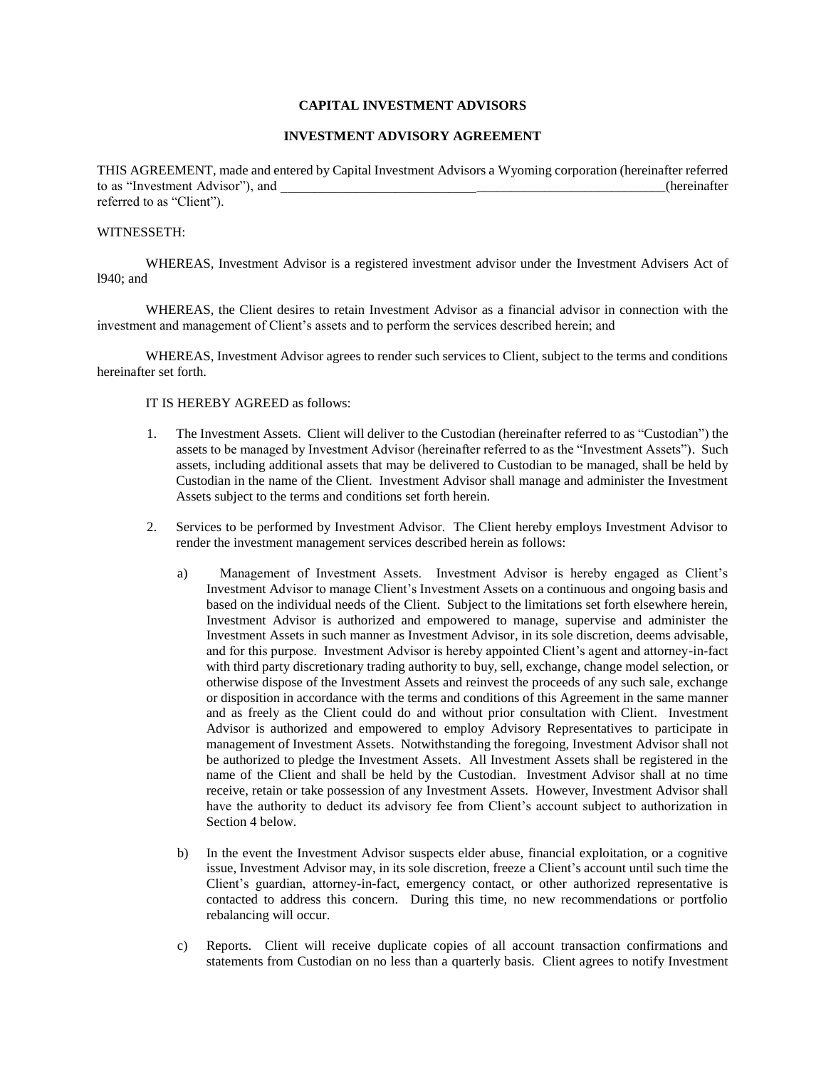**CAPITAL INVESTMENT ADVISORS**

**INVESTMENT ADVISORY AGREEMENT**

THIS AGREEMENT, made and entered by Capital Investment Advisors a Wyoming corporation (hereinafter referred to as "Investment Advisor"), and \_\_\_\_\_\_\_\_\_\_\_\_\_\_\_\_\_\_\_\_\_\_\_\_\_\_\_\_\_\_\_\_\_\_\_\_\_\_\_\_\_\_\_\_\_\_\_\_\_\_\_\_\_\_\_\_\_\_(hereinafter referred to as "Client").

WITNESSETH:

WHEREAS, Investment Advisor is a registered investment advisor under the Investment Advisers Act of l940; and

WHEREAS, the Client desires to retain Investment Advisor as a financial advisor in connection with the investment and management of Client's assets and to perform the services described herein; and

WHEREAS, Investment Advisor agrees to render such services to Client, subject to the terms and conditions hereinafter set forth.

IT IS HEREBY AGREED as follows:

1. The Investment Assets. Client will deliver to the Custodian (hereinafter referred to as "Custodian") the assets to be managed by Investment Advisor (hereinafter referred to as the "Investment Assets"). Such assets, including additional assets that may be delivered to Custodian to be managed, shall be held by Custodian in the name of the Client. Investment Advisor shall manage and administer the Investment Assets subject to the terms and conditions set forth herein.

2. Services to be performed by Investment Advisor. The Client hereby employs Investment Advisor to render the investment management services described herein as follows:

   a) Management of Investment Assets. Investment Advisor is hereby engaged as Client's Investment Advisor to manage Client's Investment Assets on a continuous and ongoing basis and based on the individual needs of the Client. Subject to the limitations set forth elsewhere herein, Investment Advisor is authorized and empowered to manage, supervise and administer the Investment Assets in such manner as Investment Advisor, in its sole discretion, deems advisable, and for this purpose. Investment Advisor is hereby appointed Client's agent and attorney-in-fact with third party discretionary trading authority to buy, sell, exchange, change model selection, or otherwise dispose of the Investment Assets and reinvest the proceeds of any such sale, exchange or disposition in accordance with the terms and conditions of this Agreement in the same manner and as freely as the Client could do and without prior consultation with Client. Investment Advisor is authorized and empowered to employ Advisory Representatives to participate in management of Investment Assets. Notwithstanding the foregoing, Investment Advisor shall not be authorized to pledge the Investment Assets. All Investment Assets shall be registered in the name of the Client and shall be held by the Custodian. Investment Advisor shall at no time receive, retain or take possession of any Investment Assets. However, Investment Advisor shall have the authority to deduct its advisory fee from Client's account subject to authorization in Section 4 below.

   b) In the event the Investment Advisor suspects elder abuse, financial exploitation, or a cognitive issue, Investment Advisor may, in its sole discretion, freeze a Client's account until such time the Client's guardian, attorney-in-fact, emergency contact, or other authorized representative is contacted to address this concern. During this time, no new recommendations or portfolio rebalancing will occur.

   c) Reports. Client will receive duplicate copies of all account transaction confirmations and statements from Custodian on no less than a quarterly basis. Client agrees to notify Investment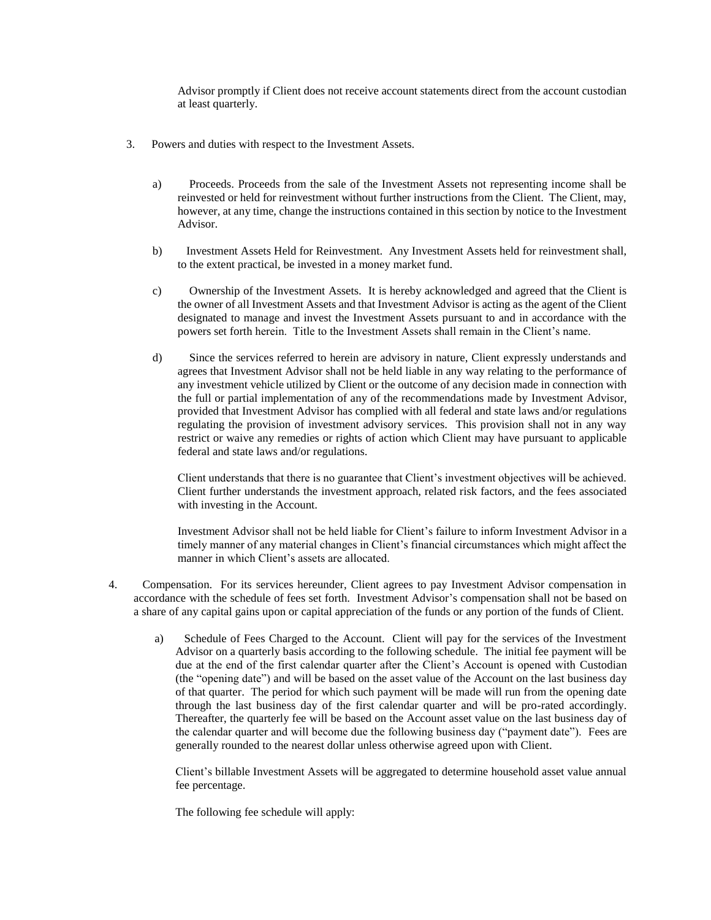Advisor promptly if Client does not receive account statements direct from the account custodian at least quarterly.

3. Powers and duties with respect to the Investment Assets.

   a) Proceeds. Proceeds from the sale of the Investment Assets not representing income shall be reinvested or held for reinvestment without further instructions from the Client. The Client, may, however, at any time, change the instructions contained in this section by notice to the Investment Advisor.

   b) Investment Assets Held for Reinvestment. Any Investment Assets held for reinvestment shall, to the extent practical, be invested in a money market fund.

   c) Ownership of the Investment Assets. It is hereby acknowledged and agreed that the Client is the owner of all Investment Assets and that Investment Advisor is acting as the agent of the Client designated to manage and invest the Investment Assets pursuant to and in accordance with the powers set forth herein. Title to the Investment Assets shall remain in the Client's name.

   d) Since the services referred to herein are advisory in nature, Client expressly understands and agrees that Investment Advisor shall not be held liable in any way relating to the performance of any investment vehicle utilized by Client or the outcome of any decision made in connection with the full or partial implementation of any of the recommendations made by Investment Advisor, provided that Investment Advisor has complied with all federal and state laws and/or regulations regulating the provision of investment advisory services. This provision shall not in any way restrict or waive any remedies or rights of action which Client may have pursuant to applicable federal and state laws and/or regulations.

   Client understands that there is no guarantee that Client's investment objectives will be achieved. Client further understands the investment approach, related risk factors, and the fees associated with investing in the Account.

   Investment Advisor shall not be held liable for Client's failure to inform Investment Advisor in a timely manner of any material changes in Client's financial circumstances which might affect the manner in which Client's assets are allocated.

4. Compensation. For its services hereunder, Client agrees to pay Investment Advisor compensation in accordance with the schedule of fees set forth. Investment Advisor's compensation shall not be based on a share of any capital gains upon or capital appreciation of the funds or any portion of the funds of Client.

   a) Schedule of Fees Charged to the Account. Client will pay for the services of the Investment Advisor on a quarterly basis according to the following schedule. The initial fee payment will be due at the end of the first calendar quarter after the Client's Account is opened with Custodian (the "opening date") and will be based on the asset value of the Account on the last business day of that quarter. The period for which such payment will be made will run from the opening date through the last business day of the first calendar quarter and will be pro-rated accordingly. Thereafter, the quarterly fee will be based on the Account asset value on the last business day of the calendar quarter and will become due the following business day ("payment date"). Fees are generally rounded to the nearest dollar unless otherwise agreed upon with Client.

   Client's billable Investment Assets will be aggregated to determine household asset value annual fee percentage.

   The following fee schedule will apply: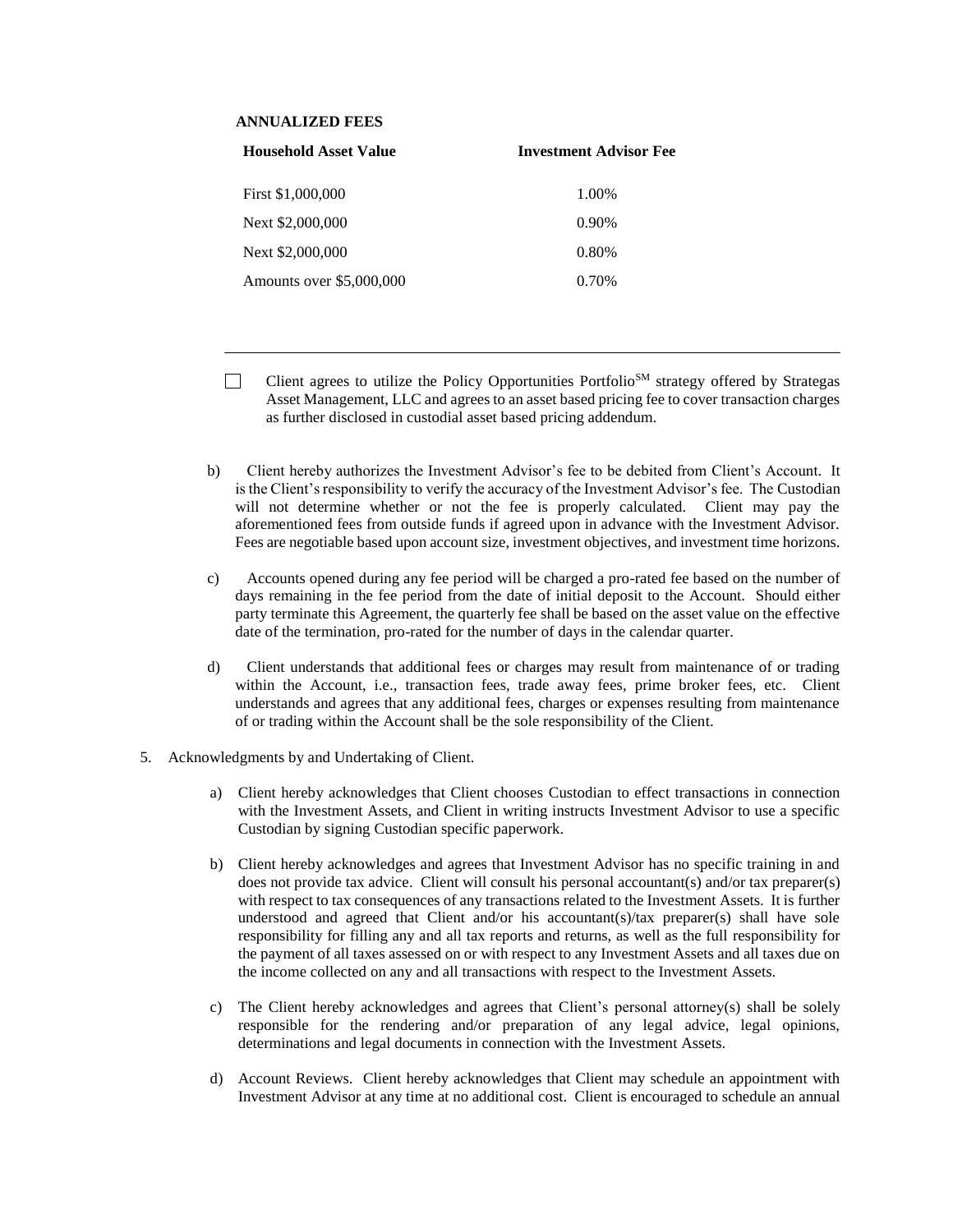**ANNUALIZED FEES**

| Household Asset Value | Investment Advisor Fee |
|---|---|
| First \$1,000,000 | 1.00% |
| Next \$2,000,000 | 0.90% |
| Next \$2,000,000 | 0.80% |
| Amounts over \$5,000,000 | 0.70% |

---

☐ Client agrees to utilize the Policy Opportunities Portfolio[SM] strategy offered by Strategas Asset Management, LLC and agrees to an asset based pricing fee to cover transaction charges as further disclosed in custodial asset based pricing addendum.

b) Client hereby authorizes the Investment Advisor's fee to be debited from Client's Account. It is the Client's responsibility to verify the accuracy of the Investment Advisor's fee. The Custodian will not determine whether or not the fee is properly calculated. Client may pay the aforementioned fees from outside funds if agreed upon in advance with the Investment Advisor. Fees are negotiable based upon account size, investment objectives, and investment time horizons.

c) Accounts opened during any fee period will be charged a pro-rated fee based on the number of days remaining in the fee period from the date of initial deposit to the Account. Should either party terminate this Agreement, the quarterly fee shall be based on the asset value on the effective date of the termination, pro-rated for the number of days in the calendar quarter.

d) Client understands that additional fees or charges may result from maintenance of or trading within the Account, i.e., transaction fees, trade away fees, prime broker fees, etc. Client understands and agrees that any additional fees, charges or expenses resulting from maintenance of or trading within the Account shall be the sole responsibility of the Client.

5. Acknowledgments by and Undertaking of Client.

a) Client hereby acknowledges that Client chooses Custodian to effect transactions in connection with the Investment Assets, and Client in writing instructs Investment Advisor to use a specific Custodian by signing Custodian specific paperwork.

b) Client hereby acknowledges and agrees that Investment Advisor has no specific training in and does not provide tax advice. Client will consult his personal accountant(s) and/or tax preparer(s) with respect to tax consequences of any transactions related to the Investment Assets. It is further understood and agreed that Client and/or his accountant(s)/tax preparer(s) shall have sole responsibility for filling any and all tax reports and returns, as well as the full responsibility for the payment of all taxes assessed on or with respect to any Investment Assets and all taxes due on the income collected on any and all transactions with respect to the Investment Assets.

c) The Client hereby acknowledges and agrees that Client's personal attorney(s) shall be solely responsible for the rendering and/or preparation of any legal advice, legal opinions, determinations and legal documents in connection with the Investment Assets.

d) Account Reviews. Client hereby acknowledges that Client may schedule an appointment with Investment Advisor at any time at no additional cost. Client is encouraged to schedule an annual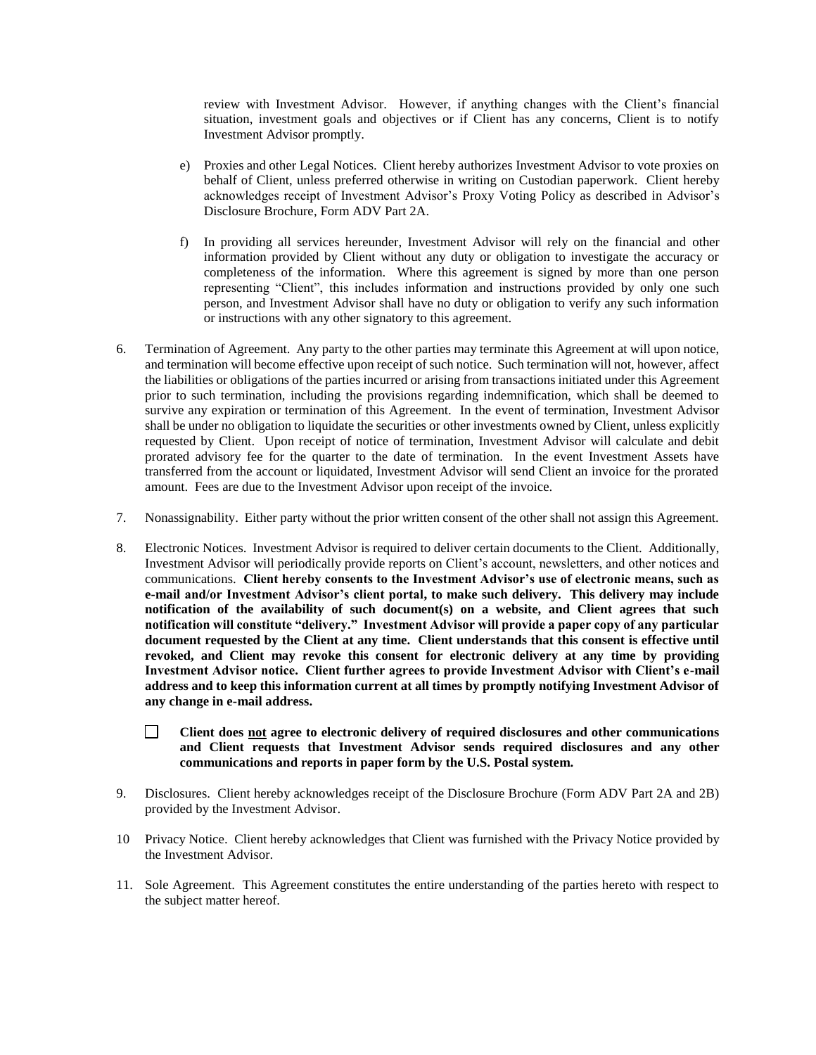review with Investment Advisor. However, if anything changes with the Client's financial situation, investment goals and objectives or if Client has any concerns, Client is to notify Investment Advisor promptly.

e) Proxies and other Legal Notices. Client hereby authorizes Investment Advisor to vote proxies on behalf of Client, unless preferred otherwise in writing on Custodian paperwork. Client hereby acknowledges receipt of Investment Advisor's Proxy Voting Policy as described in Advisor's Disclosure Brochure, Form ADV Part 2A.

f) In providing all services hereunder, Investment Advisor will rely on the financial and other information provided by Client without any duty or obligation to investigate the accuracy or completeness of the information. Where this agreement is signed by more than one person representing "Client", this includes information and instructions provided by only one such person, and Investment Advisor shall have no duty or obligation to verify any such information or instructions with any other signatory to this agreement.

6. Termination of Agreement. Any party to the other parties may terminate this Agreement at will upon notice, and termination will become effective upon receipt of such notice. Such termination will not, however, affect the liabilities or obligations of the parties incurred or arising from transactions initiated under this Agreement prior to such termination, including the provisions regarding indemnification, which shall be deemed to survive any expiration or termination of this Agreement. In the event of termination, Investment Advisor shall be under no obligation to liquidate the securities or other investments owned by Client, unless explicitly requested by Client. Upon receipt of notice of termination, Investment Advisor will calculate and debit prorated advisory fee for the quarter to the date of termination. In the event Investment Assets have transferred from the account or liquidated, Investment Advisor will send Client an invoice for the prorated amount. Fees are due to the Investment Advisor upon receipt of the invoice.

7. Nonassignability. Either party without the prior written consent of the other shall not assign this Agreement.

8. Electronic Notices. Investment Advisor is required to deliver certain documents to the Client. Additionally, Investment Advisor will periodically provide reports on Client's account, newsletters, and other notices and communications. **Client hereby consents to the Investment Advisor's use of electronic means, such as e-mail and/or Investment Advisor's client portal, to make such delivery. This delivery may include notification of the availability of such document(s) on a website, and Client agrees that such notification will constitute "delivery." Investment Advisor will provide a paper copy of any particular document requested by the Client at any time. Client understands that this consent is effective until revoked, and Client may revoke this consent for electronic delivery at any time by providing Investment Advisor notice. Client further agrees to provide Investment Advisor with Client's e-mail address and to keep this information current at all times by promptly notifying Investment Advisor of any change in e-mail address.**

☐ **Client does <u>not</u> agree to electronic delivery of required disclosures and other communications and Client requests that Investment Advisor sends required disclosures and any other communications and reports in paper form by the U.S. Postal system.**

9. Disclosures. Client hereby acknowledges receipt of the Disclosure Brochure (Form ADV Part 2A and 2B) provided by the Investment Advisor.

10 Privacy Notice. Client hereby acknowledges that Client was furnished with the Privacy Notice provided by the Investment Advisor.

11. Sole Agreement. This Agreement constitutes the entire understanding of the parties hereto with respect to the subject matter hereof.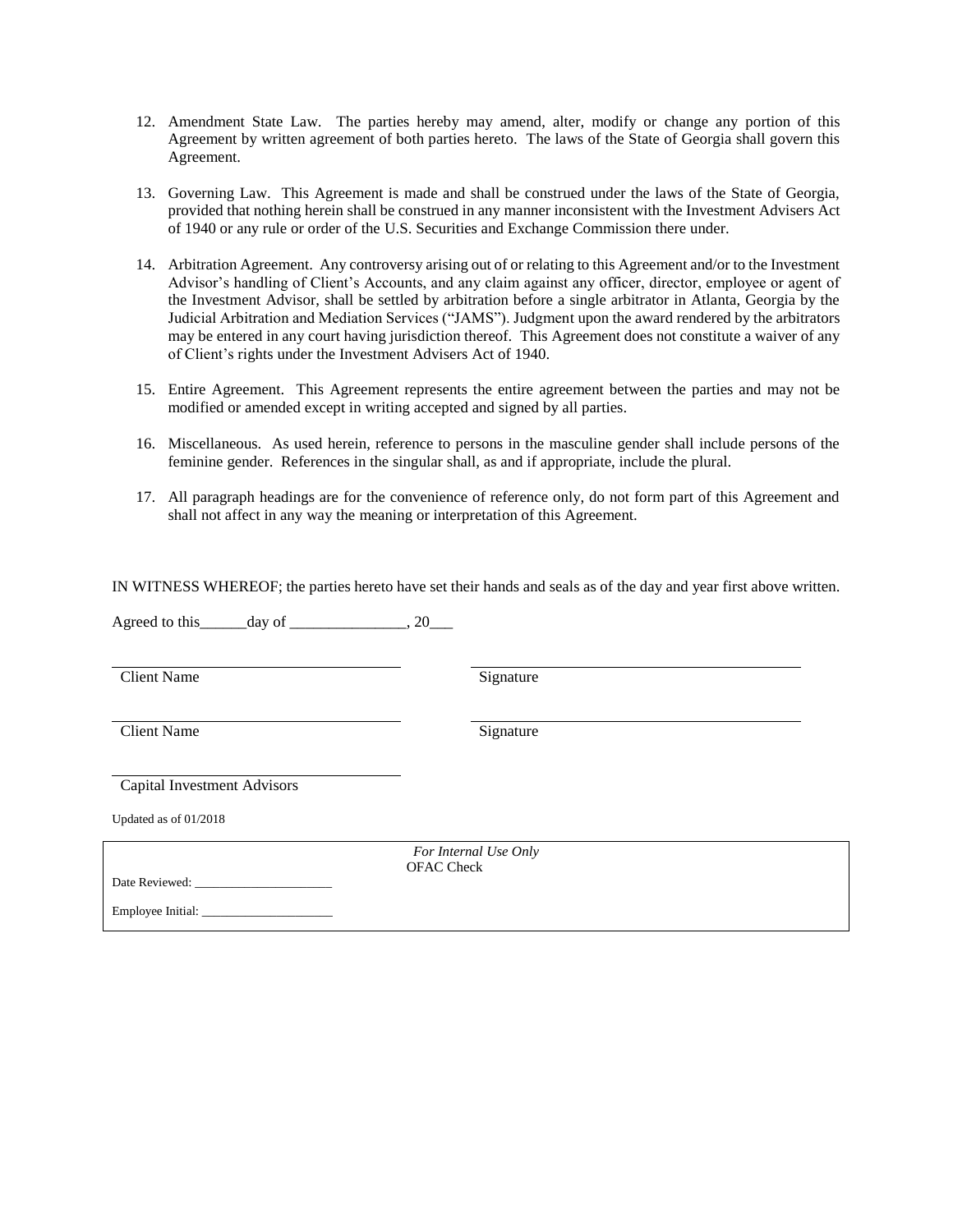12. Amendment State Law. The parties hereby may amend, alter, modify or change any portion of this Agreement by written agreement of both parties hereto. The laws of the State of Georgia shall govern this Agreement.

13. Governing Law. This Agreement is made and shall be construed under the laws of the State of Georgia, provided that nothing herein shall be construed in any manner inconsistent with the Investment Advisers Act of 1940 or any rule or order of the U.S. Securities and Exchange Commission there under.

14. Arbitration Agreement. Any controversy arising out of or relating to this Agreement and/or to the Investment Advisor's handling of Client's Accounts, and any claim against any officer, director, employee or agent of the Investment Advisor, shall be settled by arbitration before a single arbitrator in Atlanta, Georgia by the Judicial Arbitration and Mediation Services ("JAMS"). Judgment upon the award rendered by the arbitrators may be entered in any court having jurisdiction thereof. This Agreement does not constitute a waiver of any of Client's rights under the Investment Advisers Act of 1940.

15. Entire Agreement. This Agreement represents the entire agreement between the parties and may not be modified or amended except in writing accepted and signed by all parties.

16. Miscellaneous. As used herein, reference to persons in the masculine gender shall include persons of the feminine gender. References in the singular shall, as and if appropriate, include the plural.

17. All paragraph headings are for the convenience of reference only, do not form part of this Agreement and shall not affect in any way the meaning or interpretation of this Agreement.

IN WITNESS WHEREOF; the parties hereto have set their hands and seals as of the day and year first above written.

Agreed to this______day of _______________, 20___

| | |
|---|---|
| ______________________________ | ______________________________ |
| Client Name | Signature |
| ______________________________ | ______________________________ |
| Client Name | Signature |
| ______________________________ | |
| Capital Investment Advisors | |

Updated as of 01/2018

*For Internal Use Only*

OFAC Check

Date Reviewed: ______________________

Employee Initial: _____________________